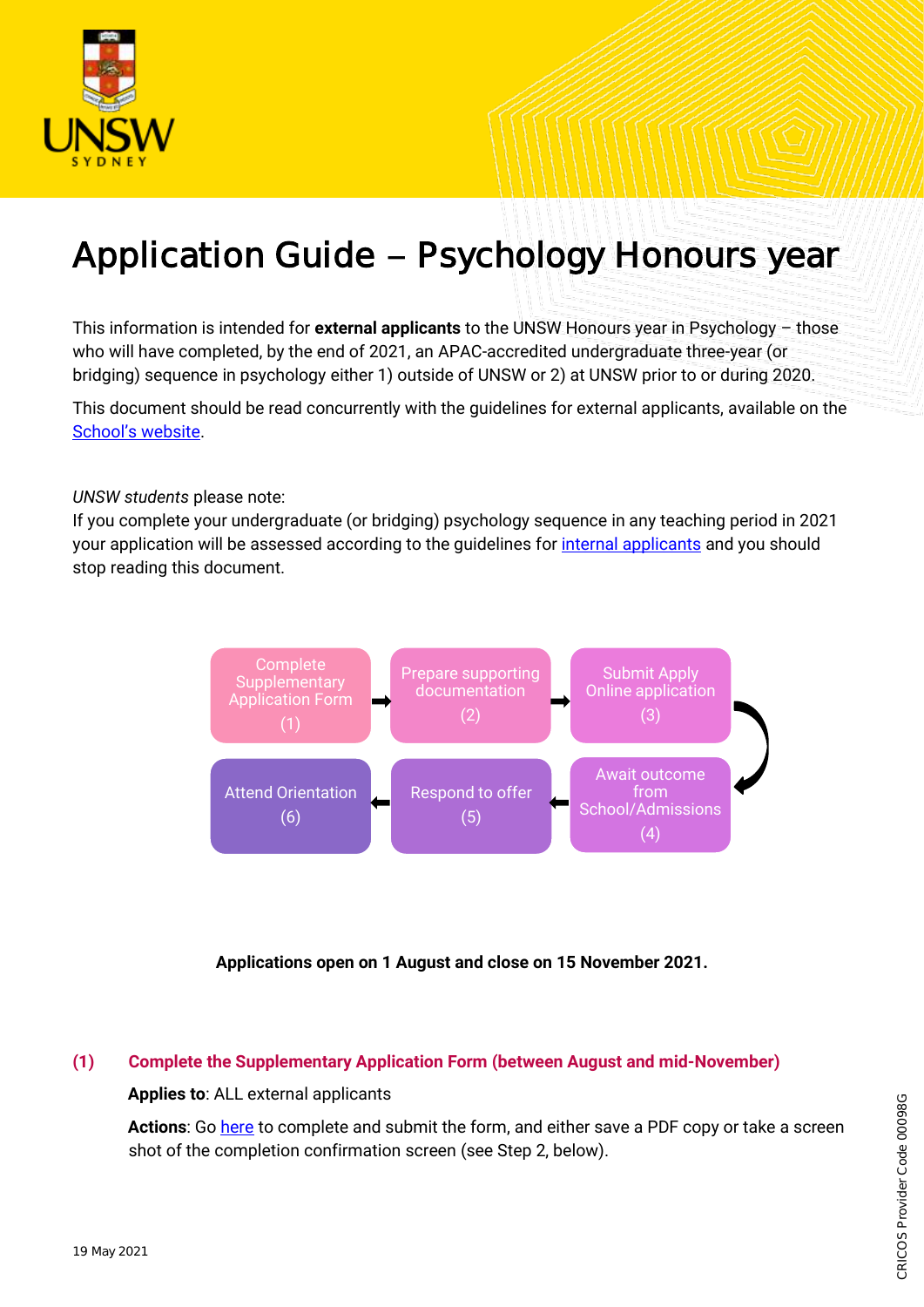# Application Guide – Psychology Honours year

This information is intended for **external applicants** to the UNSW Honours year in Psychology – those who will have completed, by the end of 2021, an APAC-accredited undergraduate three-year (or bridging) sequence in psychology either 1) outside of UNSW or 2) at UNSW prior to or during 2020.

This document should be read concurrently with the guidelines for external applicants, available on the School's website.

*UNSW students* please note:
If you complete your undergraduate (or bridging) psychology sequence in any teaching period in 2021 your application will be assessed according to the guidelines for internal applicants and you should stop reading this document.

Complete Supplementary Application Form (1) → Prepare supporting documentation (2) → Submit Apply Online application (3) → Await outcome from School/Admissions (4) → Respond to offer (5) → Attend Orientation (6)

**Applications open on 1 August and close on 15 November 2021.**

## (1) Complete the Supplementary Application Form (between August and mid-November)

**Applies to**: ALL external applicants

**Actions**: Go here to complete and submit the form, and either save a PDF copy or take a screen shot of the completion confirmation screen (see Step 2, below).

19 May 2021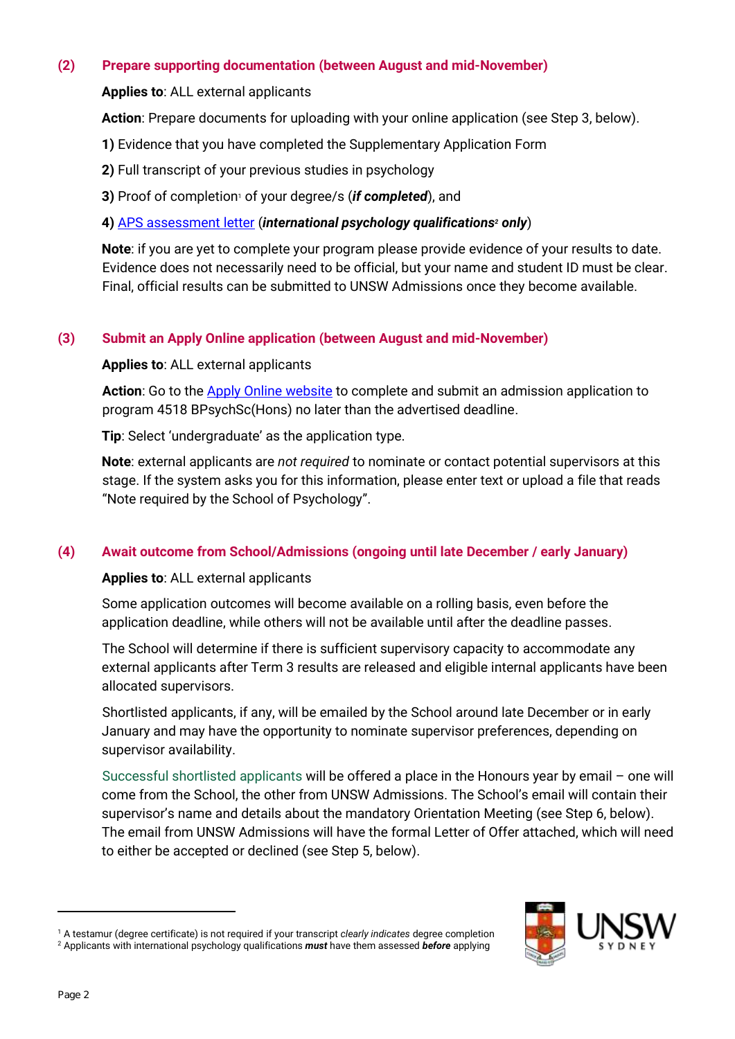## (2) Prepare supporting documentation (between August and mid-November)

**Applies to**: ALL external applicants

**Action**: Prepare documents for uploading with your online application (see Step 3, below).

**1)** Evidence that you have completed the Supplementary Application Form

**2)** Full transcript of your previous studies in psychology

**3)** Proof of completion[1] of your degree/s (***if completed***), and

**4)** APS assessment letter (***international psychology qualifications***[2] ***only***)

**Note**: if you are yet to complete your program please provide evidence of your results to date. Evidence does not necessarily need to be official, but your name and student ID must be clear. Final, official results can be submitted to UNSW Admissions once they become available.

## (3) Submit an Apply Online application (between August and mid-November)

**Applies to**: ALL external applicants

**Action**: Go to the Apply Online website to complete and submit an admission application to program 4518 BPsychSc(Hons) no later than the advertised deadline.

**Tip**: Select 'undergraduate' as the application type.

**Note**: external applicants are *not required* to nominate or contact potential supervisors at this stage. If the system asks you for this information, please enter text or upload a file that reads "Note required by the School of Psychology".

## (4) Await outcome from School/Admissions (ongoing until late December / early January)

**Applies to**: ALL external applicants

Some application outcomes will become available on a rolling basis, even before the application deadline, while others will not be available until after the deadline passes.

The School will determine if there is sufficient supervisory capacity to accommodate any external applicants after Term 3 results are released and eligible internal applicants have been allocated supervisors.

Shortlisted applicants, if any, will be emailed by the School around late December or in early January and may have the opportunity to nominate supervisor preferences, depending on supervisor availability.

Successful shortlisted applicants will be offered a place in the Honours year by email – one will come from the School, the other from UNSW Admissions. The School's email will contain their supervisor's name and details about the mandatory Orientation Meeting (see Step 6, below). The email from UNSW Admissions will have the formal Letter of Offer attached, which will need to either be accepted or declined (see Step 5, below).

---

[1] A testamur (degree certificate) is not required if your transcript *clearly indicates* degree completion

[2] Applicants with international psychology qualifications ***must*** have them assessed ***before*** applying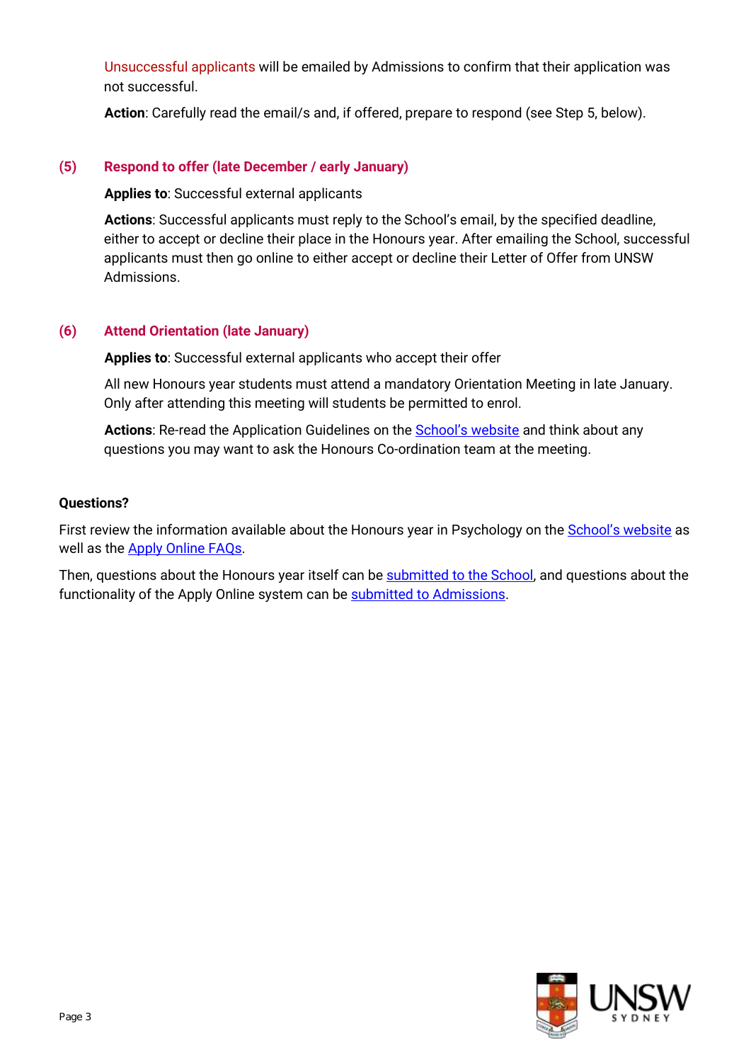Unsuccessful applicants will be emailed by Admissions to confirm that their application was not successful.

**Action**: Carefully read the email/s and, if offered, prepare to respond (see Step 5, below).

### (5) Respond to offer (late December / early January)

**Applies to**: Successful external applicants

**Actions**: Successful applicants must reply to the School's email, by the specified deadline, either to accept or decline their place in the Honours year. After emailing the School, successful applicants must then go online to either accept or decline their Letter of Offer from UNSW Admissions.

### (6) Attend Orientation (late January)

**Applies to**: Successful external applicants who accept their offer

All new Honours year students must attend a mandatory Orientation Meeting in late January. Only after attending this meeting will students be permitted to enrol.

**Actions**: Re-read the Application Guidelines on the School's website and think about any questions you may want to ask the Honours Co-ordination team at the meeting.

**Questions?**

First review the information available about the Honours year in Psychology on the School's website as well as the Apply Online FAQs.

Then, questions about the Honours year itself can be submitted to the School, and questions about the functionality of the Apply Online system can be submitted to Admissions.